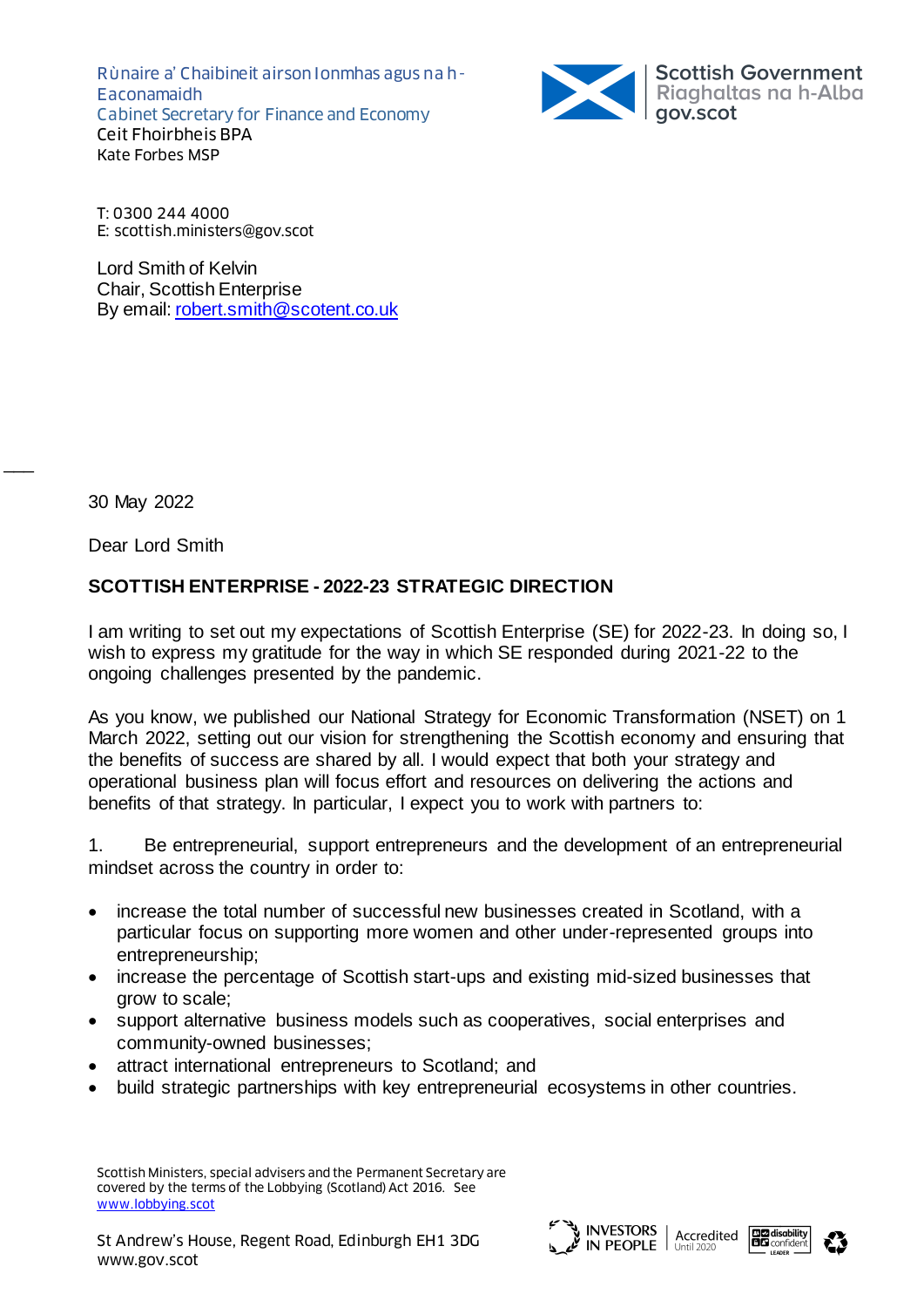Rùnaire a' Chaibineit airson Ionmhas agus na h-Eaconamaidh
Cabinet Secretary for Finance and Economy
Ceit Fhoirbheis BPA
Kate Forbes MSP

Scottish Government
Riaghaltas na h-Alba
gov.scot

T: 0300 244 4000
E: scottish.ministers@gov.scot

Lord Smith of Kelvin
Chair, Scottish Enterprise
By email: robert.smith@scotent.co.uk

30 May 2022

Dear Lord Smith

**SCOTTISH ENTERPRISE - 2022-23 STRATEGIC DIRECTION**

I am writing to set out my expectations of Scottish Enterprise (SE) for 2022-23. In doing so, I wish to express my gratitude for the way in which SE responded during 2021-22 to the ongoing challenges presented by the pandemic.

As you know, we published our National Strategy for Economic Transformation (NSET) on 1 March 2022, setting out our vision for strengthening the Scottish economy and ensuring that the benefits of success are shared by all. I would expect that both your strategy and operational business plan will focus effort and resources on delivering the actions and benefits of that strategy. In particular, I expect you to work with partners to:

1. Be entrepreneurial, support entrepreneurs and the development of an entrepreneurial mindset across the country in order to:

- increase the total number of successful new businesses created in Scotland, with a particular focus on supporting more women and other under-represented groups into entrepreneurship;
- increase the percentage of Scottish start-ups and existing mid-sized businesses that grow to scale;
- support alternative business models such as cooperatives, social enterprises and community-owned businesses;
- attract international entrepreneurs to Scotland; and
- build strategic partnerships with key entrepreneurial ecosystems in other countries.

Scottish Ministers, special advisers and the Permanent Secretary are covered by the terms of the Lobbying (Scotland) Act 2016. See www.lobbying.scot

St Andrew's House, Regent Road, Edinburgh EH1 3DG
www.gov.scot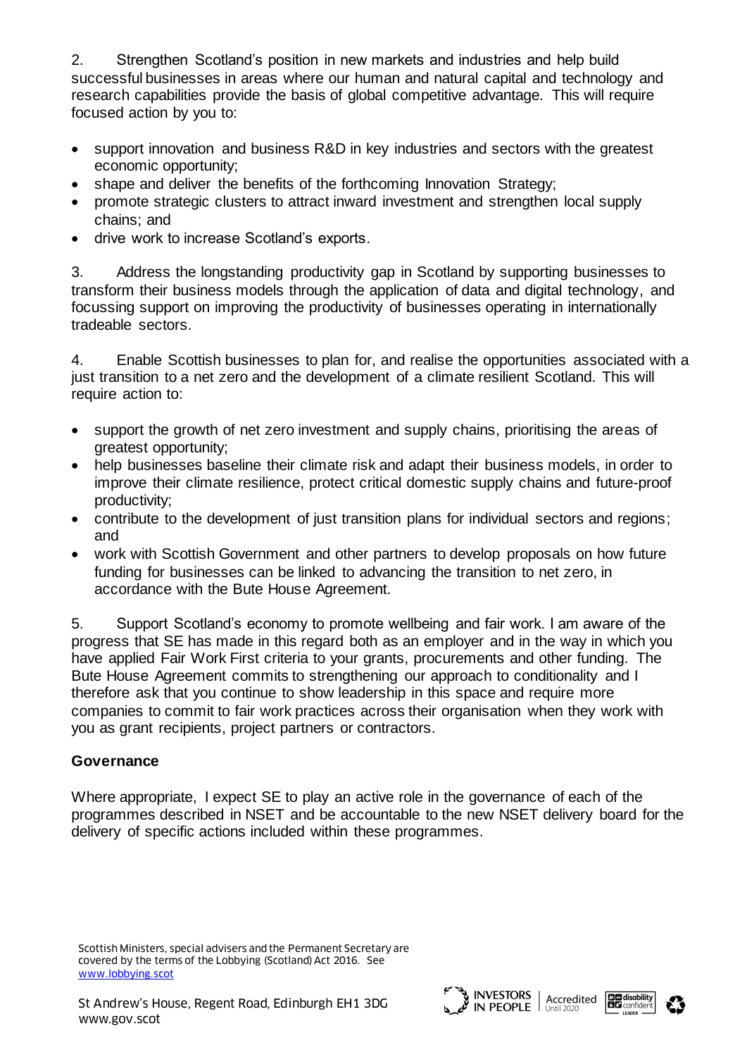2. Strengthen Scotland's position in new markets and industries and help build successful businesses in areas where our human and natural capital and technology and research capabilities provide the basis of global competitive advantage. This will require focused action by you to:

- support innovation and business R&D in key industries and sectors with the greatest economic opportunity;
- shape and deliver the benefits of the forthcoming Innovation Strategy;
- promote strategic clusters to attract inward investment and strengthen local supply chains; and
- drive work to increase Scotland's exports.

3. Address the longstanding productivity gap in Scotland by supporting businesses to transform their business models through the application of data and digital technology, and focussing support on improving the productivity of businesses operating in internationally tradeable sectors.

4. Enable Scottish businesses to plan for, and realise the opportunities associated with a just transition to a net zero and the development of a climate resilient Scotland. This will require action to:

- support the growth of net zero investment and supply chains, prioritising the areas of greatest opportunity;
- help businesses baseline their climate risk and adapt their business models, in order to improve their climate resilience, protect critical domestic supply chains and future-proof productivity;
- contribute to the development of just transition plans for individual sectors and regions; and
- work with Scottish Government and other partners to develop proposals on how future funding for businesses can be linked to advancing the transition to net zero, in accordance with the Bute House Agreement.

5. Support Scotland's economy to promote wellbeing and fair work. I am aware of the progress that SE has made in this regard both as an employer and in the way in which you have applied Fair Work First criteria to your grants, procurements and other funding. The Bute House Agreement commits to strengthening our approach to conditionality and I therefore ask that you continue to show leadership in this space and require more companies to commit to fair work practices across their organisation when they work with you as grant recipients, project partners or contractors.

**Governance**

Where appropriate, I expect SE to play an active role in the governance of each of the programmes described in NSET and be accountable to the new NSET delivery board for the delivery of specific actions included within these programmes.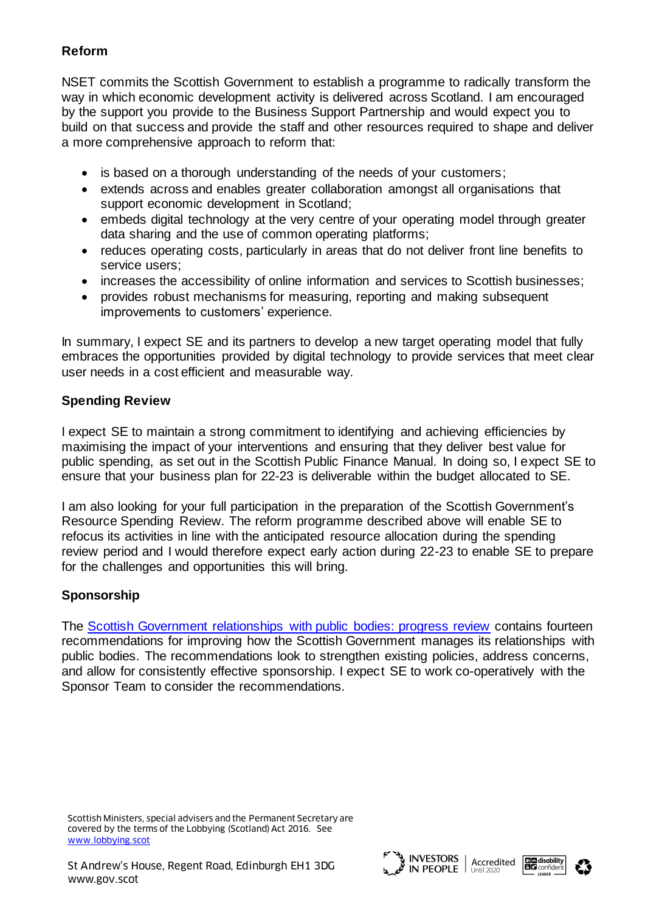**Reform**

NSET commits the Scottish Government to establish a programme to radically transform the way in which economic development activity is delivered across Scotland. I am encouraged by the support you provide to the Business Support Partnership and would expect you to build on that success and provide the staff and other resources required to shape and deliver a more comprehensive approach to reform that:

- is based on a thorough understanding of the needs of your customers;
- extends across and enables greater collaboration amongst all organisations that support economic development in Scotland;
- embeds digital technology at the very centre of your operating model through greater data sharing and the use of common operating platforms;
- reduces operating costs, particularly in areas that do not deliver front line benefits to service users;
- increases the accessibility of online information and services to Scottish businesses;
- provides robust mechanisms for measuring, reporting and making subsequent improvements to customers' experience.

In summary, I expect SE and its partners to develop a new target operating model that fully embraces the opportunities provided by digital technology to provide services that meet clear user needs in a cost efficient and measurable way.

**Spending Review**

I expect SE to maintain a strong commitment to identifying and achieving efficiencies by maximising the impact of your interventions and ensuring that they deliver best value for public spending, as set out in the Scottish Public Finance Manual. In doing so, I expect SE to ensure that your business plan for 22-23 is deliverable within the budget allocated to SE.

I am also looking for your full participation in the preparation of the Scottish Government's Resource Spending Review. The reform programme described above will enable SE to refocus its activities in line with the anticipated resource allocation during the spending review period and I would therefore expect early action during 22-23 to enable SE to prepare for the challenges and opportunities this will bring.

**Sponsorship**

The Scottish Government relationships with public bodies: progress review contains fourteen recommendations for improving how the Scottish Government manages its relationships with public bodies. The recommendations look to strengthen existing policies, address concerns, and allow for consistently effective sponsorship. I expect SE to work co-operatively with the Sponsor Team to consider the recommendations.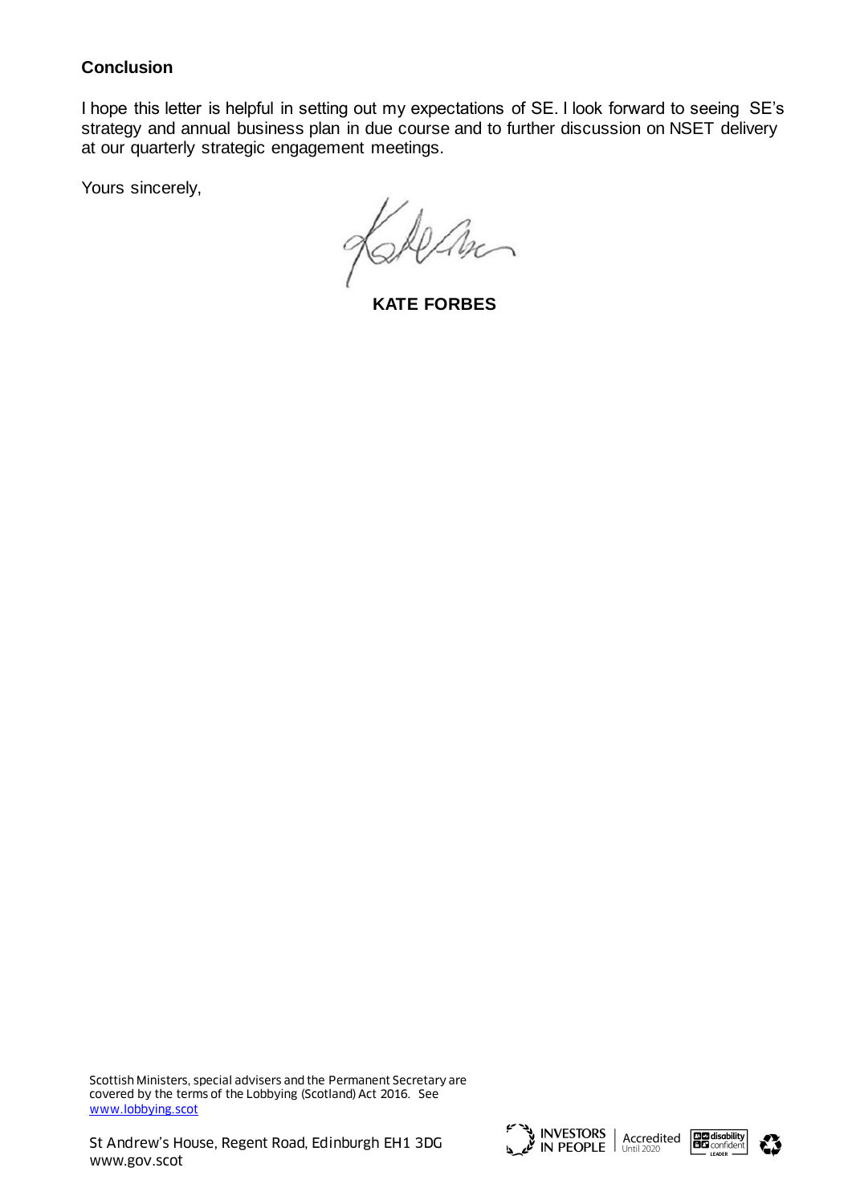**Conclusion**

I hope this letter is helpful in setting out my expectations of SE. I look forward to seeing SE's strategy and annual business plan in due course and to further discussion on NSET delivery at our quarterly strategic engagement meetings.

Yours sincerely,

**KATE FORBES**

Scottish Ministers, special advisers and the Permanent Secretary are covered by the terms of the Lobbying (Scotland) Act 2016. See www.lobbying.scot

St Andrew's House, Regent Road, Edinburgh EH1 3DG
www.gov.scot